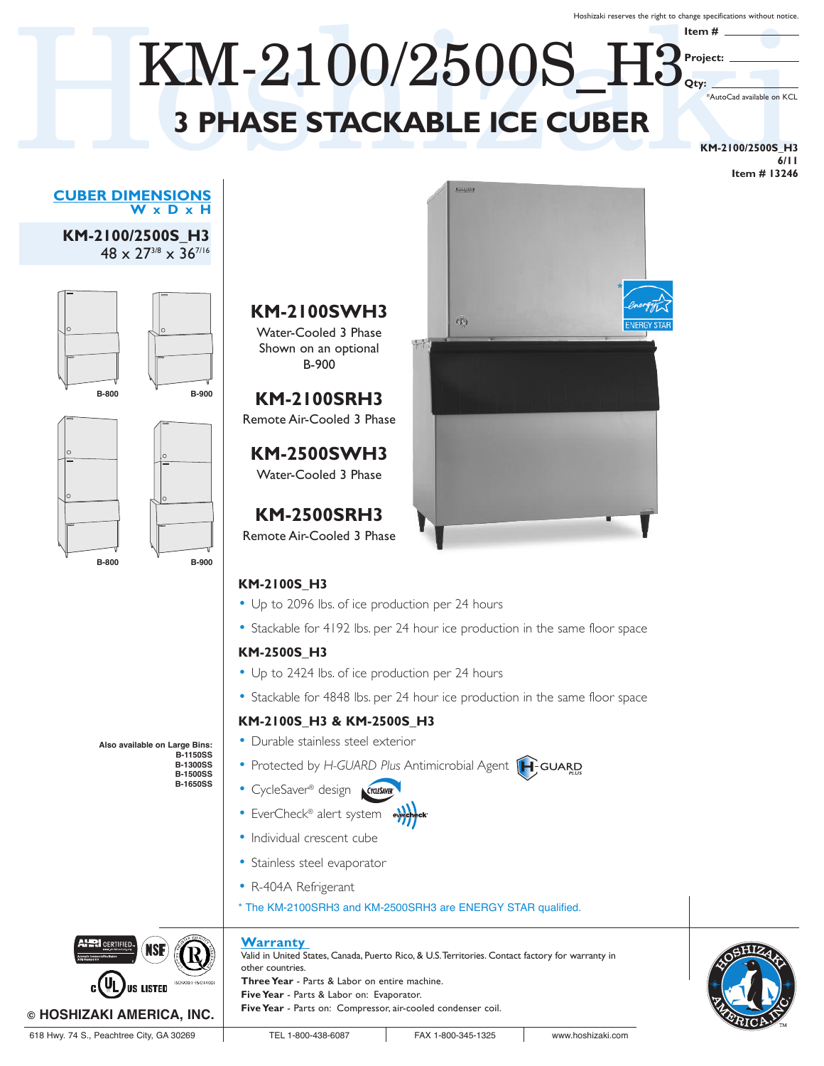Hoshizaki reserves the right to change specifications without notice.

Item # ______

Project: ______

Qty: ______

*AutoCad available on KCL

# KM-2100/2500S_H3

## 3 PHASE STACKABLE ICE CUBER

**KM-2100/2500S_H3**
**6/11**
**Item # 13246**

## CUBER DIMENSIONS

**W x D x H**

**KM-2100/2500S_H3**
48 x 27[3/8] x 36[7/16]

B-800

B-900

B-800

B-900

### KM-2100SWH3

Water-Cooled 3 Phase
Shown on an optional
B-900

### KM-2100SRH3

Remote Air-Cooled 3 Phase

### KM-2500SWH3

Water-Cooled 3 Phase

### KM-2500SRH3

Remote Air-Cooled 3 Phase

*

ENERGY STAR

### KM-2100S_H3

- Up to 2096 lbs. of ice production per 24 hours
- Stackable for 4192 lbs. per 24 hour ice production in the same floor space

### KM-2500S_H3

- Up to 2424 lbs. of ice production per 24 hours
- Stackable for 4848 lbs. per 24 hour ice production in the same floor space

### KM-2100S_H3 & KM-2500S_H3

- Durable stainless steel exterior
- Protected by *H-GUARD Plus* Antimicrobial Agent
- CycleSaver® design
- EverCheck® alert system
- Individual crescent cube
- Stainless steel evaporator
- R-404A Refrigerant

* The KM-2100SRH3 and KM-2500SRH3 are ENERGY STAR qualified.

**Also available on Large Bins:**
**B-1150SS**
**B-1300SS**
**B-1500SS**
**B-1650SS**

## Warranty

Valid in United States, Canada, Puerto Rico, & U.S. Territories. Contact factory for warranty in other countries.

**Three Year** - Parts & Labor on entire machine.
**Five Year** - Parts & Labor on: Evaporator.
**Five Year** - Parts on: Compressor, air-cooled condenser coil.

**© HOSHIZAKI AMERICA, INC.**

618 Hwy. 74 S., Peachtree City, GA 30269 | TEL 1-800-438-6087 | FAX 1-800-345-1325 | www.hoshizaki.com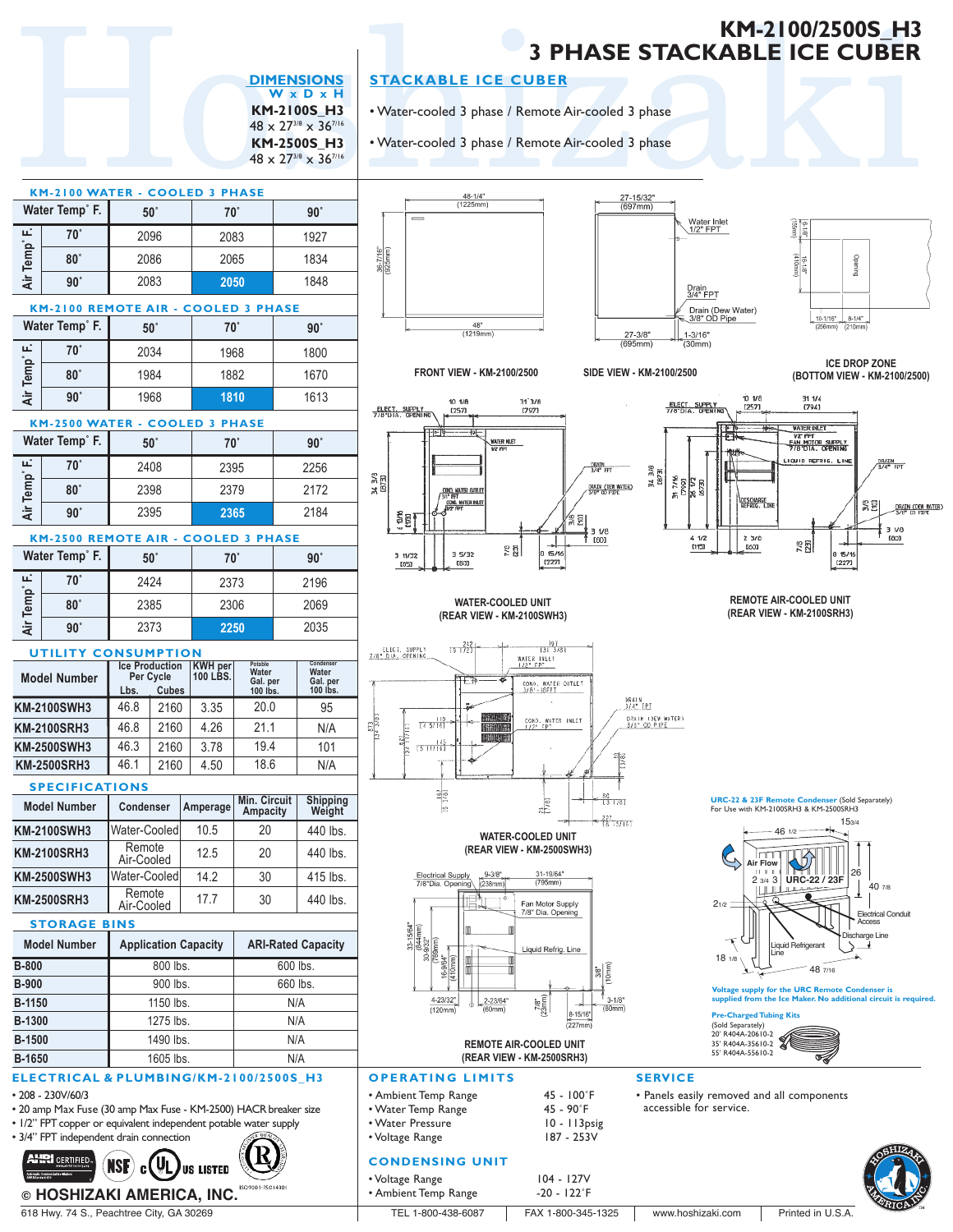# KM-2100/2500S_H3
# 3 PHASE STACKABLE ICE CUBER

## DIMENSIONS
**W x D x H**

**KM-2100S_H3**
48 x 27[3/8] x 36[7/16]

**KM-2500S_H3**
48 x 27[3/8] x 36[7/16]

## STACKABLE ICE CUBER

- Water-cooled 3 phase / Remote Air-cooled 3 phase
- Water-cooled 3 phase / Remote Air-cooled 3 phase

### KM-2100 WATER - COOLED 3 PHASE

| Air Temp˚ F. \ Water Temp˚ F. | 50˚ | 70˚ | 90˚ |
|---|---|---|---|
| 70˚ | 2096 | 2083 | 1927 |
| 80˚ | 2086 | 2065 | 1834 |
| 90˚ | 2083 | **2050** | 1848 |

### KM-2100 REMOTE AIR - COOLED 3 PHASE

| Air Temp˚ F. \ Water Temp˚ F. | 50˚ | 70˚ | 90˚ |
|---|---|---|---|
| 70˚ | 2034 | 1968 | 1800 |
| 80˚ | 1984 | 1882 | 1670 |
| 90˚ | 1968 | **1810** | 1613 |

### KM-2500 WATER - COOLED 3 PHASE

| Air Temp˚ F. \ Water Temp˚ F. | 50˚ | 70˚ | 90˚ |
|---|---|---|---|
| 70˚ | 2408 | 2395 | 2256 |
| 80˚ | 2398 | 2379 | 2172 |
| 90˚ | 2395 | **2365** | 2184 |

### KM-2500 REMOTE AIR - COOLED 3 PHASE

| Air Temp˚ F. \ Water Temp˚ F. | 50˚ | 70˚ | 90˚ |
|---|---|---|---|
| 70˚ | 2424 | 2373 | 2196 |
| 80˚ | 2385 | 2306 | 2069 |
| 90˚ | 2373 | **2250** | 2035 |

### UTILITY CONSUMPTION

| Model Number | Ice Production Per Cycle Lbs. | Cubes | KWH per 100 LBS. | Potable Water Gal. per 100 lbs. | Condenser Water Gal. per 100 lbs. |
|---|---|---|---|---|---|
| KM-2100SWH3 | 46.8 | 2160 | 3.35 | 20.0 | 95 |
| KM-2100SRH3 | 46.8 | 2160 | 4.26 | 21.1 | N/A |
| KM-2500SWH3 | 46.3 | 2160 | 3.78 | 19.4 | 101 |
| KM-2500SRH3 | 46.1 | 2160 | 4.50 | 18.6 | N/A |

### SPECIFICATIONS

| Model Number | Condenser | Amperage | Min. Circuit Ampacity | Shipping Weight |
|---|---|---|---|---|
| KM-2100SWH3 | Water-Cooled | 10.5 | 20 | 440 lbs. |
| KM-2100SRH3 | Remote Air-Cooled | 12.5 | 20 | 440 lbs. |
| KM-2500SWH3 | Water-Cooled | 14.2 | 30 | 415 lbs. |
| KM-2500SRH3 | Remote Air-Cooled | 17.7 | 30 | 440 lbs. |

### STORAGE BINS

| Model Number | Application Capacity | ARI-Rated Capacity |
|---|---|---|
| B-800 | 800 lbs. | 600 lbs. |
| B-900 | 900 lbs. | 660 lbs. |
| B-1150 | 1150 lbs. | N/A |
| B-1300 | 1275 lbs. | N/A |
| B-1500 | 1490 lbs. | N/A |
| B-1650 | 1605 lbs. | N/A |

FRONT VIEW - KM-2100/2500

48-1/4" (1225mm)
36-7/16" (925mm)
48" (1219mm)

SIDE VIEW - KM-2100/2500

27-15/32" (697mm)
Water Inlet 1/2" FPT
Drain 3/4" FPT
Drain (Dew Water) 3/8" OD Pipe
27-3/8" (695mm)
1-3/16" (30mm)

ICE DROP ZONE (BOTTOM VIEW - KM-2100/2500)

10-1/16" (256mm)
8-1/4" (210mm)
Opening

WATER-COOLED UNIT (REAR VIEW - KM-2100SWH3)

REMOTE AIR-COOLED UNIT (REAR VIEW - KM-2100SRH3)

WATER-COOLED UNIT (REAR VIEW - KM-2500SWH3)

REMOTE AIR-COOLED UNIT (REAR VIEW - KM-2500SRH3)

Electrical Supply 7/8"Dia. Opening
Fan Motor Supply 7/8" Dia. Opening
Liquid Refrig. Line

**URC-22 & 23F Remote Condenser** (Sold Separately)
For Use with KM-2100SRH3 & KM-2500SRH3

Air Flow
URC-22 / 23F
Electrical Conduit Access
Discharge Line
Liquid Refrigerant Line

**Voltage supply for the URC Remote Condenser is supplied from the Ice Maker. No additional circuit is required.**

**Pre-Charged Tubing Kits**
(Sold Separately)
20' R404A-20610-2
35' R404A-35610-2
55' R404A-55610-2

## ELECTRICAL & PLUMBING/KM-2100/2500S_H3

- 208 - 230V/60/3
- 20 amp Max Fuse (30 amp Max Fuse - KM-2500) HACR breaker size
- 1/2" FPT copper or equivalent independent potable water supply
- 3/4" FPT independent drain connection

## OPERATING LIMITS

- Ambient Temp Range 45 - 100˚F
- Water Temp Range 45 - 90˚F
- Water Pressure 10 - 113psig
- Voltage Range 187 - 253V

## CONDENSING UNIT

- Voltage Range 104 - 127V
- Ambient Temp Range -20 - 122˚F

## SERVICE

- Panels easily removed and all components accessible for service.

© HOSHIZAKI AMERICA, INC.

618 Hwy. 74 S., Peachtree City, GA 30269 | TEL 1-800-438-6087 | FAX 1-800-345-1325 | www.hoshizaki.com | Printed in U.S.A.